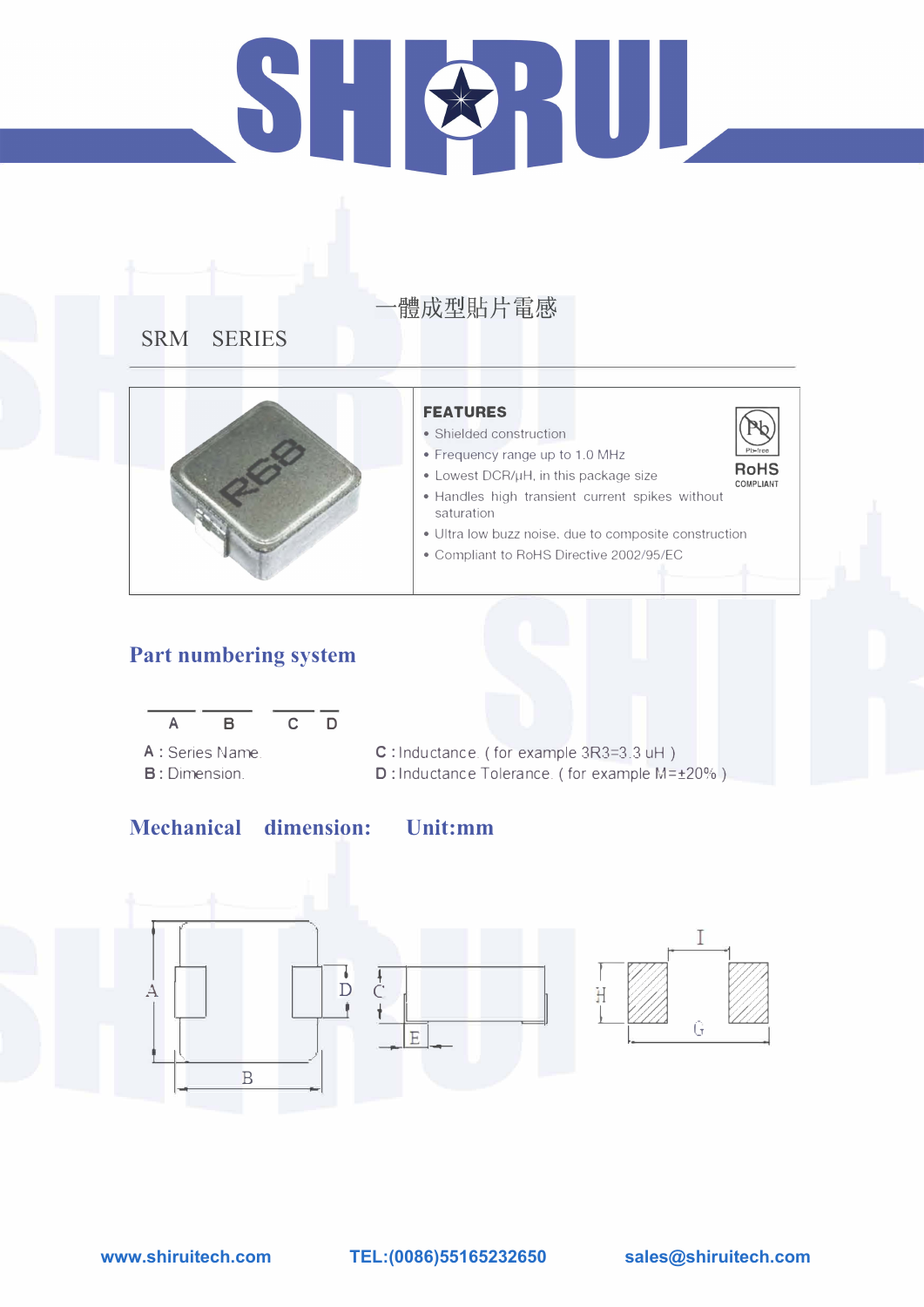# SHIRUI

一體成型貼片電感

SRM SERIES

**FEATURES**

- Shielded construction
- Frequency range up to 1.0 MHz
- Lowest DCR/μH, in this package size
- Handles high transient current spikes without saturation
- Ultra low buzz noise, due to composite construction
- Compliant to RoHS Directive 2002/95/EC

RoHS COMPLIANT

## Part numbering system

\_\_ \_\_ \_\_ \_
A B C D

A : Series Name.
B : Dimension.
C : Inductance. ( for example 3R3=3.3 uH )
D : Inductance Tolerance. ( for example M=±20% )

## Mechanical dimension: Unit:mm

A B C D E H I G

www.shiruitech.com TEL:(0086)55165232650 sales@shiruitech.com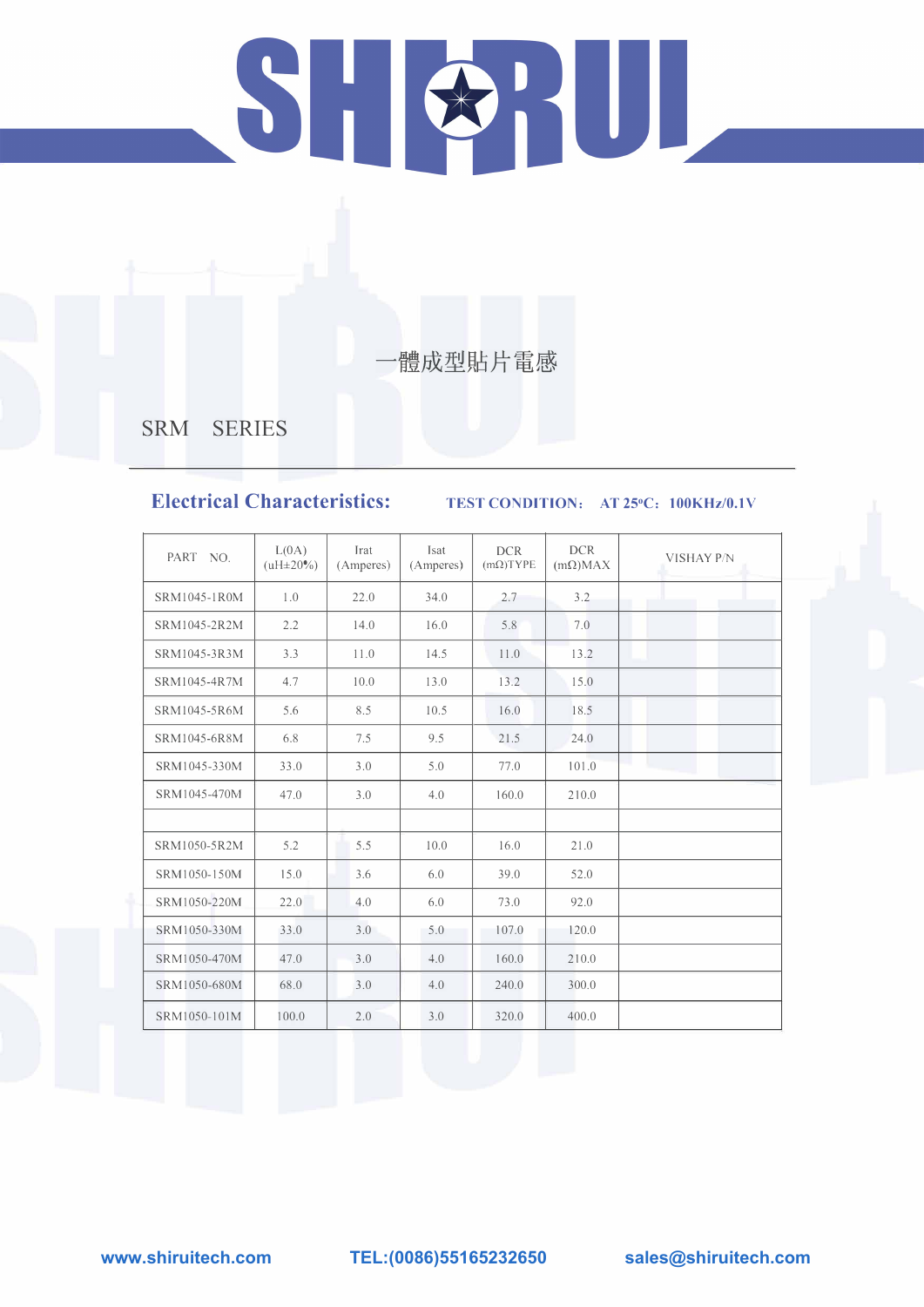一體成型貼片電感

SRM　SERIES

## Electrical Characteristics:

**TEST CONDITION：　AT 25ºC：100KHz/0.1V**

| PART　NO. | L(0A) (uH±20%) | Irat (Amperes) | Isat (Amperes) | DCR (mΩ)TYPE | DCR (mΩ)MAX | VISHAY P/N |
|---|---|---|---|---|---|---|
| SRM1045-1R0M | 1.0 | 22.0 | 34.0 | 2.7 | 3.2 | |
| SRM1045-2R2M | 2.2 | 14.0 | 16.0 | 5.8 | 7.0 | |
| SRM1045-3R3M | 3.3 | 11.0 | 14.5 | 11.0 | 13.2 | |
| SRM1045-4R7M | 4.7 | 10.0 | 13.0 | 13.2 | 15.0 | |
| SRM1045-5R6M | 5.6 | 8.5 | 10.5 | 16.0 | 18.5 | |
| SRM1045-6R8M | 6.8 | 7.5 | 9.5 | 21.5 | 24.0 | |
| SRM1045-330M | 33.0 | 3.0 | 5.0 | 77.0 | 101.0 | |
| SRM1045-470M | 47.0 | 3.0 | 4.0 | 160.0 | 210.0 | |
| | | | | | | |
| SRM1050-5R2M | 5.2 | 5.5 | 10.0 | 16.0 | 21.0 | |
| SRM1050-150M | 15.0 | 3.6 | 6.0 | 39.0 | 52.0 | |
| SRM1050-220M | 22.0 | 4.0 | 6.0 | 73.0 | 92.0 | |
| SRM1050-330M | 33.0 | 3.0 | 5.0 | 107.0 | 120.0 | |
| SRM1050-470M | 47.0 | 3.0 | 4.0 | 160.0 | 210.0 | |
| SRM1050-680M | 68.0 | 3.0 | 4.0 | 240.0 | 300.0 | |
| SRM1050-101M | 100.0 | 2.0 | 3.0 | 320.0 | 400.0 | |

www.shiruitech.com　　TEL:(0086)55165232650　　sales@shiruitech.com